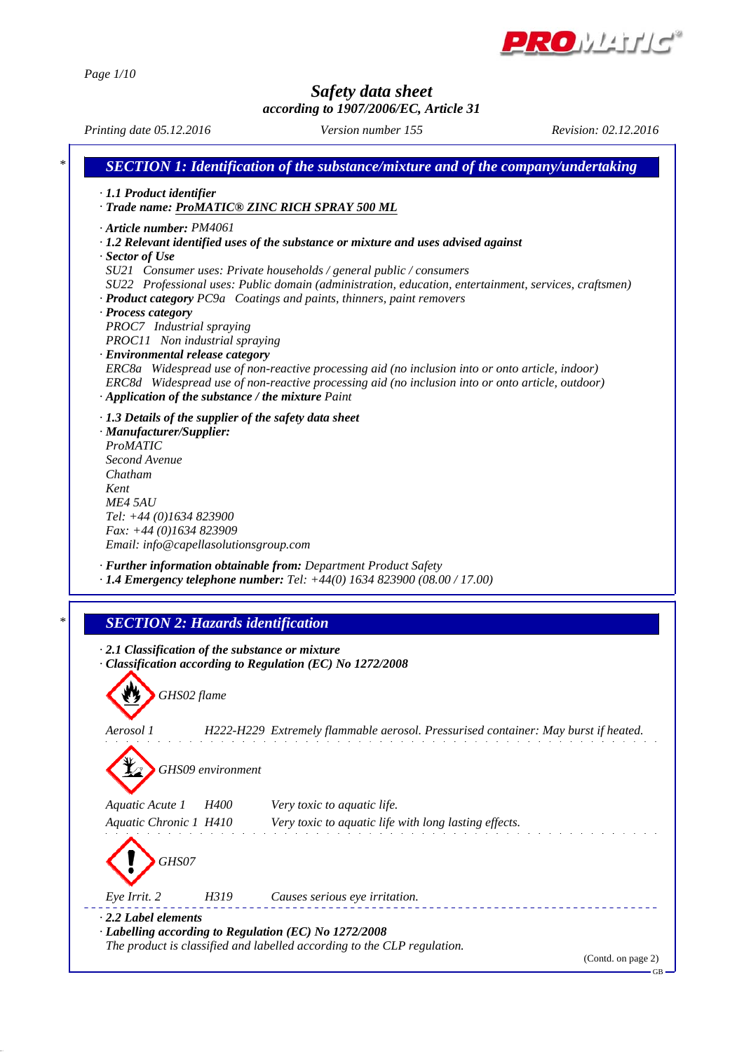# Safety data sheet

**according to 1907/2006/EC, Article 31**

*Printing date 05.12.2016* | *Version number 155* | *Revision: 02.12.2016*

## SECTION 1: Identification of the substance/mixture and of the company/undertaking

· **1.1 Product identifier**

· **Trade name: ProMATIC® ZINC RICH SPRAY 500 ML**

· **Article number:** PM4061

· **1.2 Relevant identified uses of the substance or mixture and uses advised against**

· **Sector of Use**

SU21 Consumer uses: Private households / general public / consumers

SU22 Professional uses: Public domain (administration, education, entertainment, services, craftsmen)

· **Product category** PC9a Coatings and paints, thinners, paint removers

· **Process category**

PROC7 Industrial spraying

PROC11 Non industrial spraying

· **Environmental release category**

ERC8a Widespread use of non-reactive processing aid (no inclusion into or onto article, indoor)

ERC8d Widespread use of non-reactive processing aid (no inclusion into or onto article, outdoor)

· **Application of the substance / the mixture** Paint

· **1.3 Details of the supplier of the safety data sheet**

· **Manufacturer/Supplier:**

ProMATIC
Second Avenue
Chatham
Kent
ME4 5AU
Tel: +44 (0)1634 823900
Fax: +44 (0)1634 823909
Email: info@capellasolutionsgroup.com

· **Further information obtainable from:** Department Product Safety

· **1.4 Emergency telephone number:** Tel: +44(0) 1634 823900 (08.00 / 17.00)

## SECTION 2: Hazards identification

· **2.1 Classification of the substance or mixture**

· **Classification according to Regulation (EC) No 1272/2008**

GHS02 flame

| | | |
|---|---|---|
| Aerosol 1 | H222-H229 | Extremely flammable aerosol. Pressurised container: May burst if heated. |

GHS09 environment

| | | |
|---|---|---|
| Aquatic Acute 1 | H400 | Very toxic to aquatic life. |
| Aquatic Chronic 1 | H410 | Very toxic to aquatic life with long lasting effects. |

GHS07

| | | |
|---|---|---|
| Eye Irrit. 2 | H319 | Causes serious eye irritation. |

· **2.2 Label elements**

· **Labelling according to Regulation (EC) No 1272/2008**

The product is classified and labelled according to the CLP regulation.

(Contd. on page 2)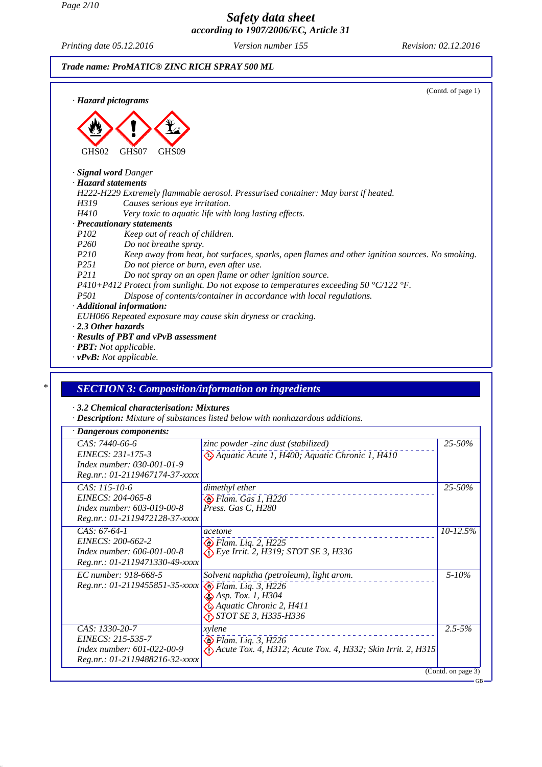# Safety data sheet
## according to 1907/2006/EC, Article 31

*Printing date 05.12.2016* *Version number 155* *Revision: 02.12.2016*

**Trade name: ProMATIC® ZINC RICH SPRAY 500 ML**

(Contd. of page 1)

· **Hazard pictograms**

GHS02 GHS07 GHS09

· **Signal word** Danger

· **Hazard statements**

H222-H229 Extremely flammable aerosol. Pressurised container: May burst if heated.
H319 Causes serious eye irritation.
H410 Very toxic to aquatic life with long lasting effects.

· **Precautionary statements**

P102 Keep out of reach of children.
P260 Do not breathe spray.
P210 Keep away from heat, hot surfaces, sparks, open flames and other ignition sources. No smoking.
P251 Do not pierce or burn, even after use.
P211 Do not spray on an open flame or other ignition source.
P410+P412 Protect from sunlight. Do not expose to temperatures exceeding 50 °C/122 °F.
P501 Dispose of contents/container in accordance with local regulations.

· **Additional information:**

EUH066 Repeated exposure may cause skin dryness or cracking.

· **2.3 Other hazards**

· **Results of PBT and vPvB assessment**

· **PBT:** Not applicable.

· **vPvB:** Not applicable.

\* 

## SECTION 3: Composition/information on ingredients

· **3.2 Chemical characterisation: Mixtures**

· **Description:** Mixture of substances listed below with nonhazardous additions.

| · Dangerous components: | | |
|---|---|---|
| CAS: 7440-66-6<br>EINECS: 231-175-3<br>Index number: 030-001-01-9<br>Reg.nr.: 01-2119467174-37-xxxx | zinc powder -zinc dust (stabilized)<br>Aquatic Acute 1, H400; Aquatic Chronic 1, H410 | 25-50% |
| CAS: 115-10-6<br>EINECS: 204-065-8<br>Index number: 603-019-00-8<br>Reg.nr.: 01-2119472128-37-xxxx | dimethyl ether<br>Flam. Gas 1, H220<br>Press. Gas C, H280 | 25-50% |
| CAS: 67-64-1<br>EINECS: 200-662-2<br>Index number: 606-001-00-8<br>Reg.nr.: 01-2119471330-49-xxxx | acetone<br>Flam. Liq. 2, H225<br>Eye Irrit. 2, H319; STOT SE 3, H336 | 10-12.5% |
| EC number: 918-668-5<br>Reg.nr.: 01-2119455851-35-xxxx | Solvent naphtha (petroleum), light arom.<br>Flam. Liq. 3, H226<br>Asp. Tox. 1, H304<br>Aquatic Chronic 2, H411<br>STOT SE 3, H335-H336 | 5-10% |
| CAS: 1330-20-7<br>EINECS: 215-535-7<br>Index number: 601-022-00-9<br>Reg.nr.: 01-2119488216-32-xxxx | xylene<br>Flam. Liq. 3, H226<br>Acute Tox. 4, H312; Acute Tox. 4, H332; Skin Irrit. 2, H315 | 2.5-5% |

(Contd. on page 3)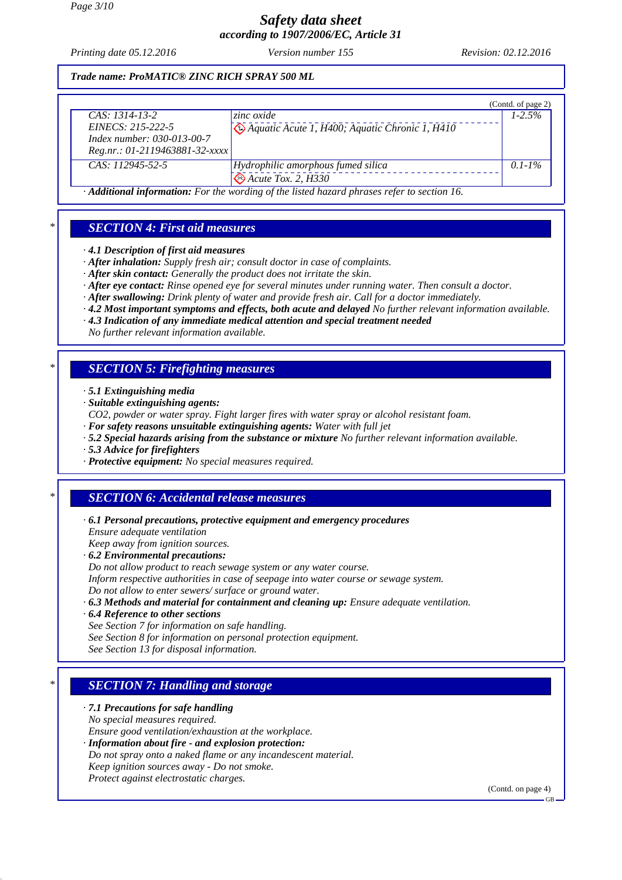**Trade name: ProMATIC® ZINC RICH SPRAY 500 ML**

(Contd. of page 2)

| | | |
|---|---|---|
| CAS: 1314-13-2<br>EINECS: 215-222-5<br>Index number: 030-013-00-7<br>Reg.nr.: 01-2119463881-32-xxxx | zinc oxide<br>Aquatic Acute 1, H400; Aquatic Chronic 1, H410 | 1-2.5% |
| CAS: 112945-52-5 | Hydrophilic amorphous fumed silica<br>Acute Tox. 2, H330 | 0.1-1% |

· **Additional information:** For the wording of the listed hazard phrases refer to section 16.

## SECTION 4: First aid measures

· **4.1 Description of first aid measures**
· **After inhalation:** Supply fresh air; consult doctor in case of complaints.
· **After skin contact:** Generally the product does not irritate the skin.
· **After eye contact:** Rinse opened eye for several minutes under running water. Then consult a doctor.
· **After swallowing:** Drink plenty of water and provide fresh air. Call for a doctor immediately.
· **4.2 Most important symptoms and effects, both acute and delayed** No further relevant information available.
· **4.3 Indication of any immediate medical attention and special treatment needed**
No further relevant information available.

## SECTION 5: Firefighting measures

· **5.1 Extinguishing media**
· **Suitable extinguishing agents:**
CO2, powder or water spray. Fight larger fires with water spray or alcohol resistant foam.
· **For safety reasons unsuitable extinguishing agents:** Water with full jet
· **5.2 Special hazards arising from the substance or mixture** No further relevant information available.
· **5.3 Advice for firefighters**
· **Protective equipment:** No special measures required.

## SECTION 6: Accidental release measures

· **6.1 Personal precautions, protective equipment and emergency procedures**
Ensure adequate ventilation
Keep away from ignition sources.
· **6.2 Environmental precautions:**
Do not allow product to reach sewage system or any water course.
Inform respective authorities in case of seepage into water course or sewage system.
Do not allow to enter sewers/ surface or ground water.
· **6.3 Methods and material for containment and cleaning up:** Ensure adequate ventilation.
· **6.4 Reference to other sections**
See Section 7 for information on safe handling.
See Section 8 for information on personal protection equipment.
See Section 13 for disposal information.

## SECTION 7: Handling and storage

· **7.1 Precautions for safe handling**
No special measures required.
Ensure good ventilation/exhaustion at the workplace.
· **Information about fire - and explosion protection:**
Do not spray onto a naked flame or any incandescent material.
Keep ignition sources away - Do not smoke.
Protect against electrostatic charges.

(Contd. on page 4)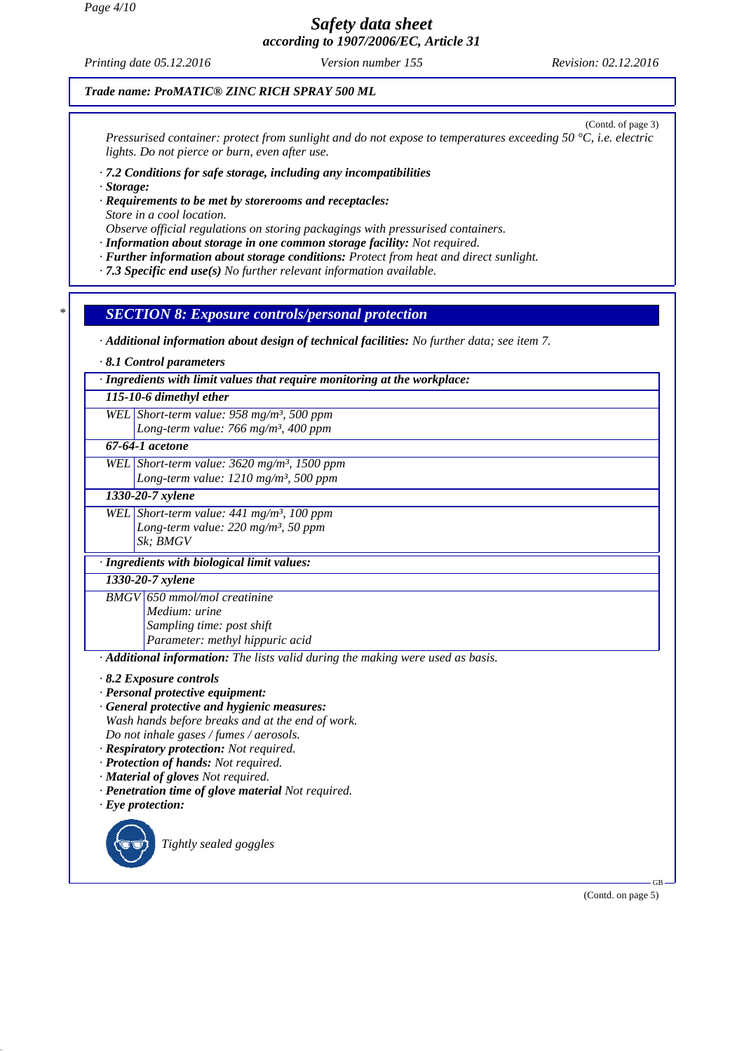Safety data sheet
according to 1907/2006/EC, Article 31

Printing date 05.12.2016 | Version number 155 | Revision: 02.12.2016

*Trade name: ProMATIC® ZINC RICH SPRAY 500 ML*

(Contd. of page 3)

*Pressurised container: protect from sunlight and do not expose to temperatures exceeding 50 °C, i.e. electric lights. Do not pierce or burn, even after use.*

· ***7.2 Conditions for safe storage, including any incompatibilities***
· ***Storage:***
· ***Requirements to be met by storerooms and receptacles:***
*Store in a cool location.*
*Observe official regulations on storing packagings with pressurised containers.*
· ***Information about storage in one common storage facility:*** *Not required.*
· ***Further information about storage conditions:*** *Protect from heat and direct sunlight.*
· ***7.3 Specific end use(s)*** *No further relevant information available.*

## * SECTION 8: Exposure controls/personal protection

· ***Additional information about design of technical facilities:*** *No further data; see item 7.*

· ***8.1 Control parameters***

| · Ingredients with limit values that require monitoring at the workplace: | |
|---|---|
| **115-10-6 dimethyl ether** | |
| WEL | Short-term value: 958 mg/m³, 500 ppm<br>Long-term value: 766 mg/m³, 400 ppm |
| **67-64-1 acetone** | |
| WEL | Short-term value: 3620 mg/m³, 1500 ppm<br>Long-term value: 1210 mg/m³, 500 ppm |
| **1330-20-7 xylene** | |
| WEL | Short-term value: 441 mg/m³, 100 ppm<br>Long-term value: 220 mg/m³, 50 ppm<br>Sk; BMGV |

| · Ingredients with biological limit values: | |
|---|---|
| **1330-20-7 xylene** | |
| BMGV | 650 mmol/mol creatinine<br>Medium: urine<br>Sampling time: post shift<br>Parameter: methyl hippuric acid |

· ***Additional information:*** *The lists valid during the making were used as basis.*

· ***8.2 Exposure controls***
· ***Personal protective equipment:***
· ***General protective and hygienic measures:***
*Wash hands before breaks and at the end of work.*
*Do not inhale gases / fumes / aerosols.*
· ***Respiratory protection:*** *Not required.*
· ***Protection of hands:*** *Not required.*
· ***Material of gloves*** *Not required.*
· ***Penetration time of glove material*** *Not required.*
· ***Eye protection:***

*Tightly sealed goggles*

(Contd. on page 5)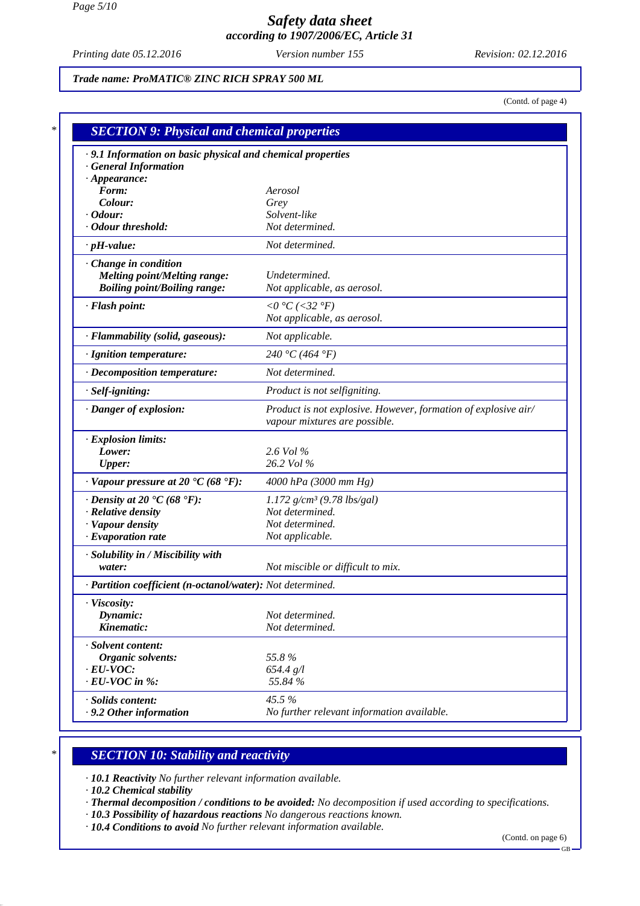# Safety data sheet
## according to 1907/2006/EC, Article 31

*Printing date 05.12.2016* *Version number 155* *Revision: 02.12.2016*

**Trade name: ProMATIC® ZINC RICH SPRAY 500 ML**

(Contd. of page 4)

## SECTION 9: Physical and chemical properties

| Property | Value |
|---|---|
| **· 9.1 Information on basic physical and chemical properties** | |
| **· General Information** | |
| **· Appearance:** | |
| **Form:** | Aerosol |
| **Colour:** | Grey |
| **· Odour:** | Solvent-like |
| **· Odour threshold:** | Not determined. |
| **· pH-value:** | Not determined. |
| **· Change in condition** | |
| **Melting point/Melting range:** | Undetermined. |
| **Boiling point/Boiling range:** | Not applicable, as aerosol. |
| **· Flash point:** | <0 °C (<32 °F)<br>Not applicable, as aerosol. |
| **· Flammability (solid, gaseous):** | Not applicable. |
| **· Ignition temperature:** | 240 °C (464 °F) |
| **· Decomposition temperature:** | Not determined. |
| **· Self-igniting:** | Product is not selfigniting. |
| **· Danger of explosion:** | Product is not explosive. However, formation of explosive air/vapour mixtures are possible. |
| **· Explosion limits:** | |
| **Lower:** | 2.6 Vol % |
| **Upper:** | 26.2 Vol % |
| **· Vapour pressure at 20 °C (68 °F):** | 4000 hPa (3000 mm Hg) |
| **· Density at 20 °C (68 °F):** | 1.172 g/cm³ (9.78 lbs/gal) |
| **· Relative density** | Not determined. |
| **· Vapour density** | Not determined. |
| **· Evaporation rate** | Not applicable. |
| **· Solubility in / Miscibility with water:** | Not miscible or difficult to mix. |
| **· Partition coefficient (n-octanol/water):** | Not determined. |
| **· Viscosity:** | |
| **Dynamic:** | Not determined. |
| **Kinematic:** | Not determined. |
| **· Solvent content:** | |
| **Organic solvents:** | 55.8 % |
| **· EU-VOC:** | 654.4 g/l |
| **· EU-VOC in %:** | 55.84 % |
| **· Solids content:** | 45.5 % |
| **· 9.2 Other information** | No further relevant information available. |

## SECTION 10: Stability and reactivity

· **10.1 Reactivity** No further relevant information available.
· **10.2 Chemical stability**
· **Thermal decomposition / conditions to be avoided:** No decomposition if used according to specifications.
· **10.3 Possibility of hazardous reactions** No dangerous reactions known.
· **10.4 Conditions to avoid** No further relevant information available.

(Contd. on page 6)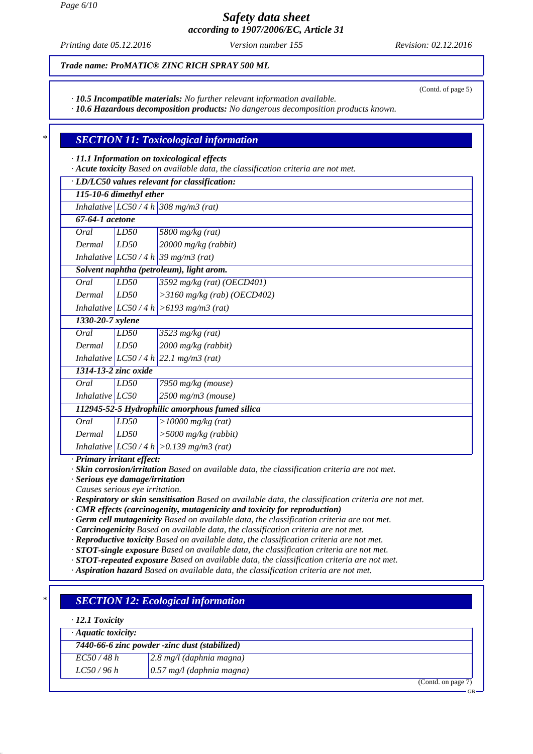*Trade name: ProMATIC® ZINC RICH SPRAY 500 ML*

(Contd. of page 5)

· **10.5 Incompatible materials:** No further relevant information available.
· **10.6 Hazardous decomposition products:** No dangerous decomposition products known.

## SECTION 11: Toxicological information

· **11.1 Information on toxicological effects**
· **Acute toxicity** Based on available data, the classification criteria are not met.

| · LD/LC50 values relevant for classification: | | |
|---|---|---|
| **115-10-6 dimethyl ether** | | |
| Inhalative | LC50 / 4 h | 308 mg/m3 (rat) |
| **67-64-1 acetone** | | |
| Oral | LD50 | 5800 mg/kg (rat) |
| Dermal | LD50 | 20000 mg/kg (rabbit) |
| Inhalative | LC50 / 4 h | 39 mg/m3 (rat) |
| **Solvent naphtha (petroleum), light arom.** | | |
| Oral | LD50 | 3592 mg/kg (rat) (OECD401) |
| Dermal | LD50 | >3160 mg/kg (rab) (OECD402) |
| Inhalative | LC50 / 4 h | >6193 mg/m3 (rat) |
| **1330-20-7 xylene** | | |
| Oral | LD50 | 3523 mg/kg (rat) |
| Dermal | LD50 | 2000 mg/kg (rabbit) |
| Inhalative | LC50 / 4 h | 22.1 mg/m3 (rat) |
| **1314-13-2 zinc oxide** | | |
| Oral | LD50 | 7950 mg/kg (mouse) |
| Inhalative | LC50 | 2500 mg/m3 (mouse) |
| **112945-52-5 Hydrophilic amorphous fumed silica** | | |
| Oral | LD50 | >10000 mg/kg (rat) |
| Dermal | LD50 | >5000 mg/kg (rabbit) |
| Inhalative | LC50 / 4 h | >0.139 mg/m3 (rat) |

· **Primary irritant effect:**
· **Skin corrosion/irritation** Based on available data, the classification criteria are not met.
· **Serious eye damage/irritation**
Causes serious eye irritation.
· **Respiratory or skin sensitisation** Based on available data, the classification criteria are not met.
· **CMR effects (carcinogenity, mutagenicity and toxicity for reproduction)**
· **Germ cell mutagenicity** Based on available data, the classification criteria are not met.
· **Carcinogenicity** Based on available data, the classification criteria are not met.
· **Reproductive toxicity** Based on available data, the classification criteria are not met.
· **STOT-single exposure** Based on available data, the classification criteria are not met.
· **STOT-repeated exposure** Based on available data, the classification criteria are not met.
· **Aspiration hazard** Based on available data, the classification criteria are not met.

## SECTION 12: Ecological information

· **12.1 Toxicity**

| · Aquatic toxicity: | |
|---|---|
| **7440-66-6 zinc powder -zinc dust (stabilized)** | |
| EC50 / 48 h | 2.8 mg/l (daphnia magna) |
| LC50 / 96 h | 0.57 mg/l (daphnia magna) |

(Contd. on page 7)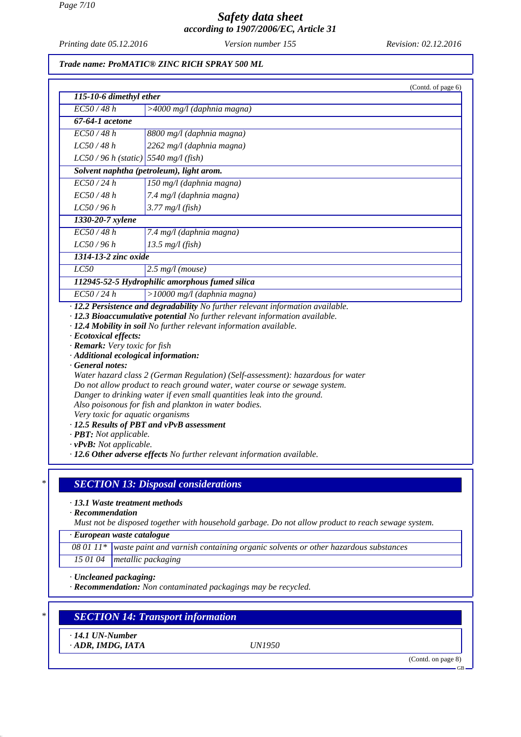*Safety data sheet*
*according to 1907/2006/EC, Article 31*

Printing date 05.12.2016 | Version number 155 | Revision: 02.12.2016

**Trade name: ProMATIC® ZINC RICH SPRAY 500 ML**

(Contd. of page 6)

| **115-10-6 dimethyl ether** | |
|---|---|
| EC50 / 48 h | >4000 mg/l (daphnia magna) |
| **67-64-1 acetone** | |
| EC50 / 48 h | 8800 mg/l (daphnia magna) |
| LC50 / 48 h | 2262 mg/l (daphnia magna) |
| LC50 / 96 h (static) | 5540 mg/l (fish) |
| **Solvent naphtha (petroleum), light arom.** | |
| EC50 / 24 h | 150 mg/l (daphnia magna) |
| EC50 / 48 h | 7.4 mg/l (daphnia magna) |
| LC50 / 96 h | 3.77 mg/l (fish) |
| **1330-20-7 xylene** | |
| EC50 / 48 h | 7.4 mg/l (daphnia magna) |
| LC50 / 96 h | 13.5 mg/l (fish) |
| **1314-13-2 zinc oxide** | |
| LC50 | 2.5 mg/l (mouse) |
| **112945-52-5 Hydrophilic amorphous fumed silica** | |
| EC50 / 24 h | >10000 mg/l (daphnia magna) |

· **12.2 Persistence and degradability** No further relevant information available.
· **12.3 Bioaccumulative potential** No further relevant information available.
· **12.4 Mobility in soil** No further relevant information available.
· **Ecotoxical effects:**
· **Remark:** Very toxic for fish
· **Additional ecological information:**
· **General notes:**
Water hazard class 2 (German Regulation) (Self-assessment): hazardous for water
Do not allow product to reach ground water, water course or sewage system.
Danger to drinking water if even small quantities leak into the ground.
Also poisonous for fish and plankton in water bodies.
Very toxic for aquatic organisms
· **12.5 Results of PBT and vPvB assessment**
· **PBT:** Not applicable.
· **vPvB:** Not applicable.
· **12.6 Other adverse effects** No further relevant information available.

## SECTION 13: Disposal considerations

· **13.1 Waste treatment methods**
· **Recommendation**
Must not be disposed together with household garbage. Do not allow product to reach sewage system.

| · **European waste catalogue** | |
|---|---|
| 08 01 11* | waste paint and varnish containing organic solvents or other hazardous substances |
| 15 01 04 | metallic packaging |

· **Uncleaned packaging:**
· **Recommendation:** Non contaminated packagings may be recycled.

## SECTION 14: Transport information

· **14.1 UN-Number**
· **ADR, IMDG, IATA** UN1950

(Contd. on page 8)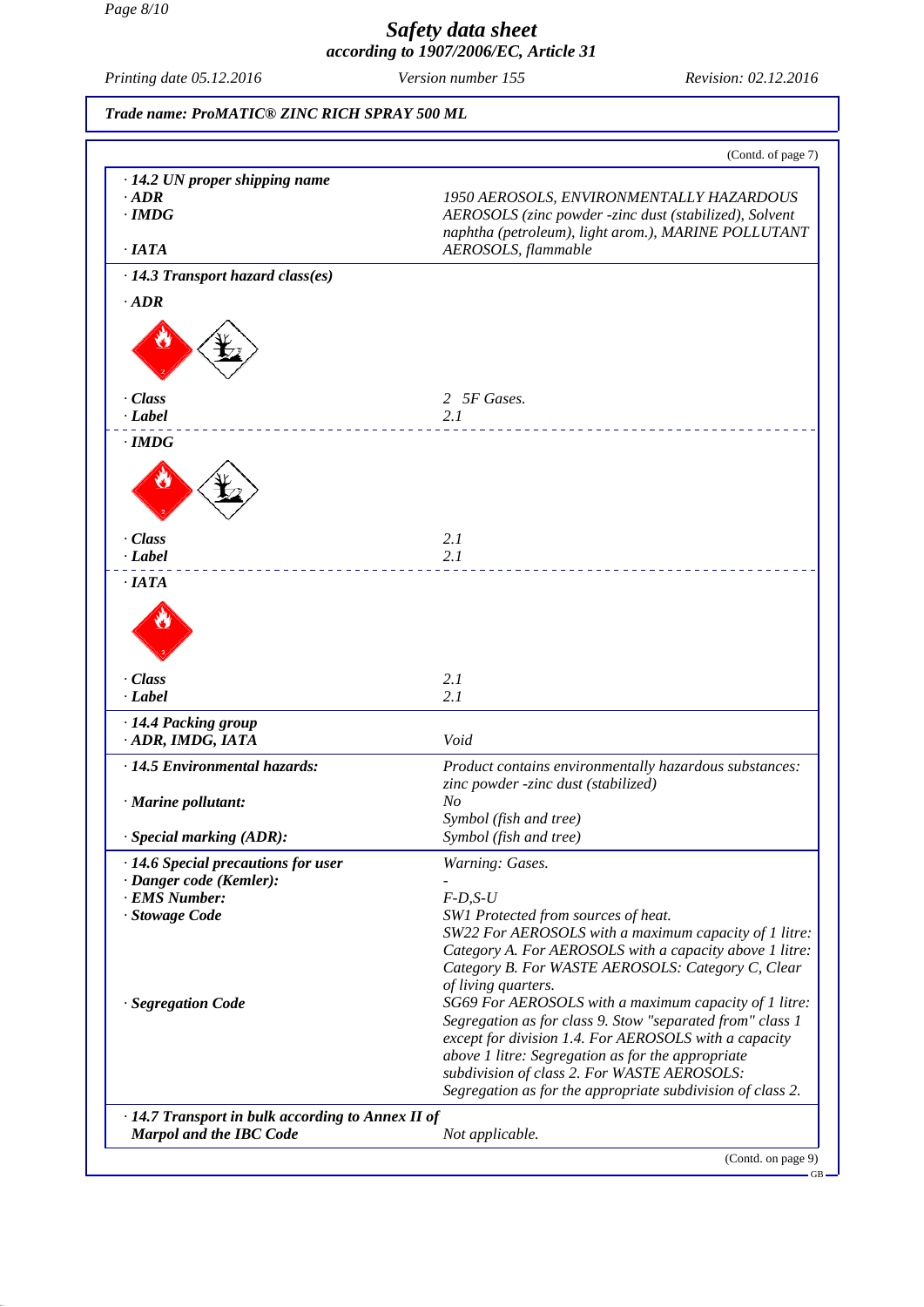# Safety data sheet
## according to 1907/2006/EC, Article 31

*Printing date 05.12.2016* *Version number 155* *Revision: 02.12.2016*

**Trade name: ProMATIC® ZINC RICH SPRAY 500 ML**

(Contd. of page 7)

**· 14.2 UN proper shipping name**

| | |
|---|---|
| **· ADR** | 1950 AEROSOLS, ENVIRONMENTALLY HAZARDOUS |
| **· IMDG** | AEROSOLS (zinc powder -zinc dust (stabilized), Solvent naphtha (petroleum), light arom.), MARINE POLLUTANT |
| **· IATA** | AEROSOLS, flammable |

**· 14.3 Transport hazard class(es)**

**· ADR**

| | |
|---|---|
| **· Class** | 2 5F Gases. |
| **· Label** | 2.1 |

**· IMDG**

| | |
|---|---|
| **· Class** | 2.1 |
| **· Label** | 2.1 |

**· IATA**

| | |
|---|---|
| **· Class** | 2.1 |
| **· Label** | 2.1 |

**· 14.4 Packing group**

| | |
|---|---|
| **· ADR, IMDG, IATA** | Void |

| | |
|---|---|
| **· 14.5 Environmental hazards:** | Product contains environmentally hazardous substances: zinc powder -zinc dust (stabilized) |
| **· Marine pollutant:** | No<br>Symbol (fish and tree) |
| **· Special marking (ADR):** | Symbol (fish and tree) |

| | |
|---|---|
| **· 14.6 Special precautions for user** | Warning: Gases. |
| **· Danger code (Kemler):** | - |
| **· EMS Number:** | F-D,S-U |
| **· Stowage Code** | SW1 Protected from sources of heat.<br>SW22 For AEROSOLS with a maximum capacity of 1 litre: Category A. For AEROSOLS with a capacity above 1 litre: Category B. For WASTE AEROSOLS: Category C, Clear of living quarters. |
| **· Segregation Code** | SG69 For AEROSOLS with a maximum capacity of 1 litre: Segregation as for class 9. Stow "separated from" class 1 except for division 1.4. For AEROSOLS with a capacity above 1 litre: Segregation as for the appropriate subdivision of class 2. For WASTE AEROSOLS: Segregation as for the appropriate subdivision of class 2. |

| | |
|---|---|
| **· 14.7 Transport in bulk according to Annex II of Marpol and the IBC Code** | Not applicable. |

(Contd. on page 9)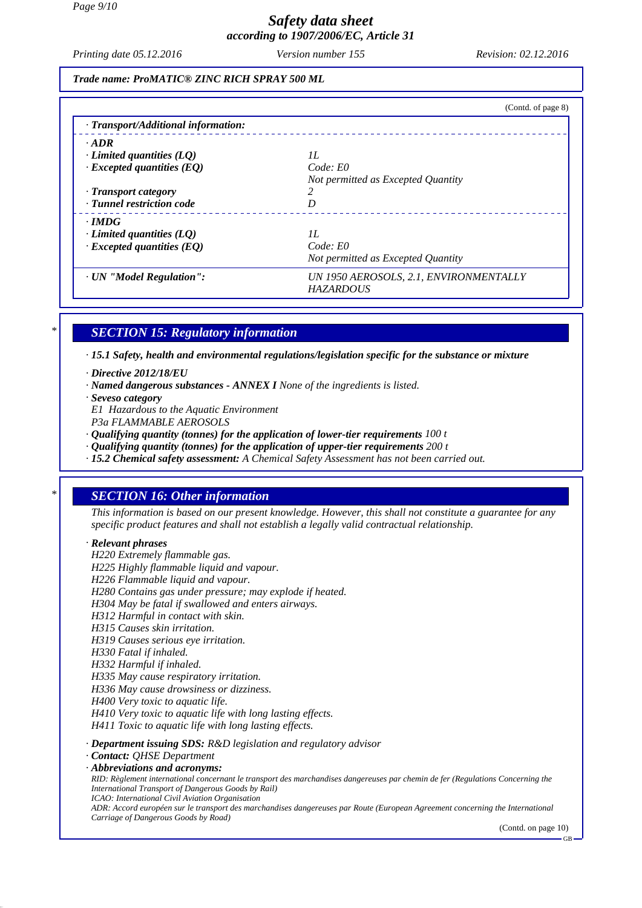*Trade name: ProMATIC® ZINC RICH SPRAY 500 ML*

(Contd. of page 8)

| · *Transport/Additional information:* | |
|---|---|
| · ***ADR*** | |
| · ***Limited quantities (LQ)*** | *1L* |
| · ***Excepted quantities (EQ)*** | *Code: E0*<br>*Not permitted as Excepted Quantity* |
| · ***Transport category*** | *2* |
| · ***Tunnel restriction code*** | *D* |
| · ***IMDG*** | |
| · ***Limited quantities (LQ)*** | *1L* |
| · ***Excepted quantities (EQ)*** | *Code: E0*<br>*Not permitted as Excepted Quantity* |
| · ***UN "Model Regulation":*** | *UN 1950 AEROSOLS, 2.1, ENVIRONMENTALLY HAZARDOUS* |

## * SECTION 15: Regulatory information

· ***15.1 Safety, health and environmental regulations/legislation specific for the substance or mixture***

· ***Directive 2012/18/EU***
· ***Named dangerous substances - ANNEX I*** *None of the ingredients is listed.*
· ***Seveso category***
*E1 Hazardous to the Aquatic Environment*
*P3a FLAMMABLE AEROSOLS*
· ***Qualifying quantity (tonnes) for the application of lower-tier requirements*** *100 t*
· ***Qualifying quantity (tonnes) for the application of upper-tier requirements*** *200 t*
· ***15.2 Chemical safety assessment:*** *A Chemical Safety Assessment has not been carried out.*

## * SECTION 16: Other information

*This information is based on our present knowledge. However, this shall not constitute a guarantee for any specific product features and shall not establish a legally valid contractual relationship.*

· ***Relevant phrases***
*H220 Extremely flammable gas.*
*H225 Highly flammable liquid and vapour.*
*H226 Flammable liquid and vapour.*
*H280 Contains gas under pressure; may explode if heated.*
*H304 May be fatal if swallowed and enters airways.*
*H312 Harmful in contact with skin.*
*H315 Causes skin irritation.*
*H319 Causes serious eye irritation.*
*H330 Fatal if inhaled.*
*H332 Harmful if inhaled.*
*H335 May cause respiratory irritation.*
*H336 May cause drowsiness or dizziness.*
*H400 Very toxic to aquatic life.*
*H410 Very toxic to aquatic life with long lasting effects.*
*H411 Toxic to aquatic life with long lasting effects.*

· ***Department issuing SDS:*** *R&D legislation and regulatory advisor*
· ***Contact:*** *QHSE Department*
· ***Abbreviations and acronyms:***
*RID: Règlement international concernant le transport des marchandises dangereuses par chemin de fer (Regulations Concerning the International Transport of Dangerous Goods by Rail)*
*ICAO: International Civil Aviation Organisation*
*ADR: Accord européen sur le transport des marchandises dangereuses par Route (European Agreement concerning the International Carriage of Dangerous Goods by Road)*

(Contd. on page 10)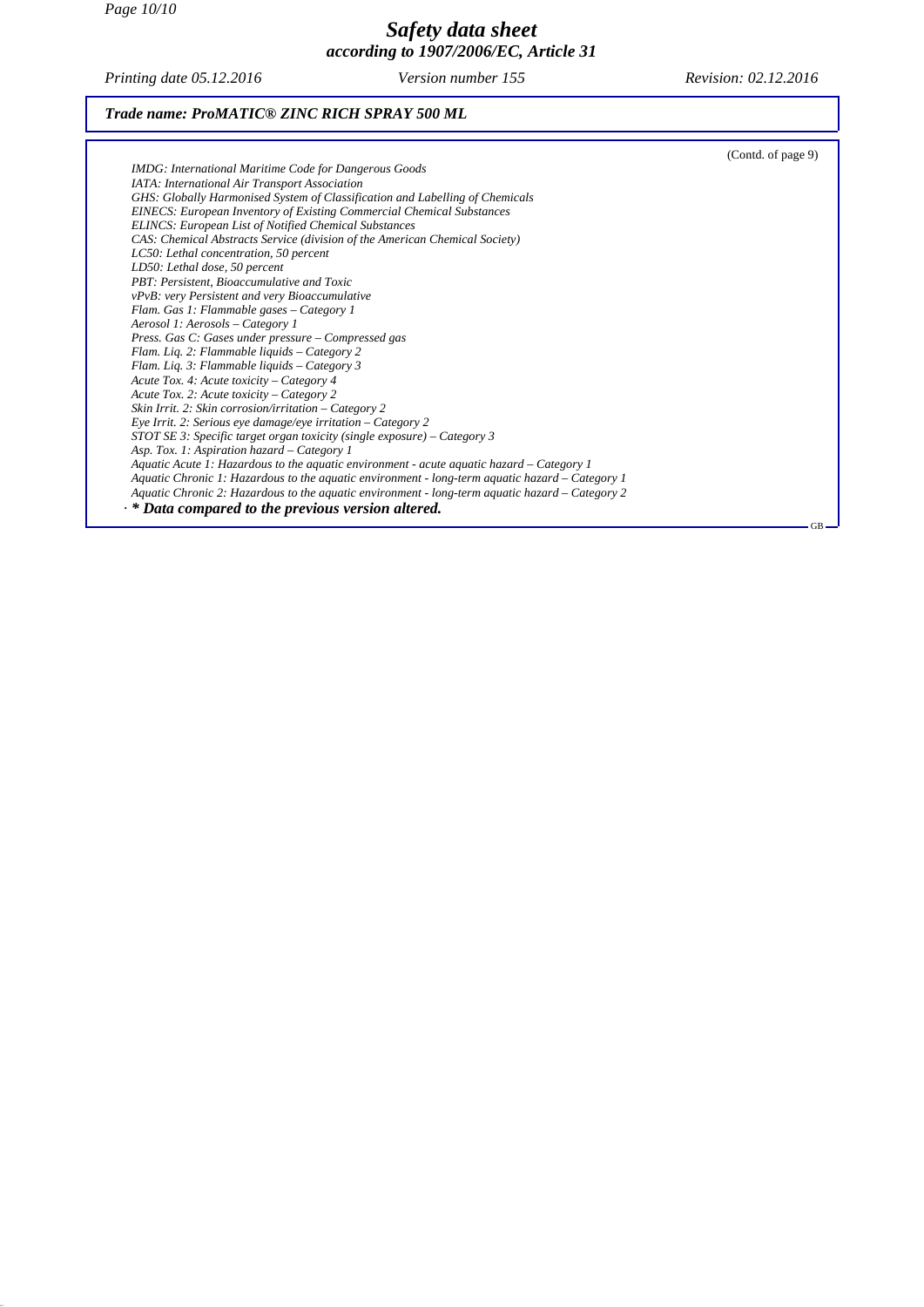(Contd. of page 9)

*IMDG: International Maritime Code for Dangerous Goods*
*IATA: International Air Transport Association*
*GHS: Globally Harmonised System of Classification and Labelling of Chemicals*
*EINECS: European Inventory of Existing Commercial Chemical Substances*
*ELINCS: European List of Notified Chemical Substances*
*CAS: Chemical Abstracts Service (division of the American Chemical Society)*
*LC50: Lethal concentration, 50 percent*
*LD50: Lethal dose, 50 percent*
*PBT: Persistent, Bioaccumulative and Toxic*
*vPvB: very Persistent and very Bioaccumulative*
*Flam. Gas 1: Flammable gases – Category 1*
*Aerosol 1: Aerosols – Category 1*
*Press. Gas C: Gases under pressure – Compressed gas*
*Flam. Liq. 2: Flammable liquids – Category 2*
*Flam. Liq. 3: Flammable liquids – Category 3*
*Acute Tox. 4: Acute toxicity – Category 4*
*Acute Tox. 2: Acute toxicity – Category 2*
*Skin Irrit. 2: Skin corrosion/irritation – Category 2*
*Eye Irrit. 2: Serious eye damage/eye irritation – Category 2*
*STOT SE 3: Specific target organ toxicity (single exposure) – Category 3*
*Asp. Tox. 1: Aspiration hazard – Category 1*
*Aquatic Acute 1: Hazardous to the aquatic environment - acute aquatic hazard – Category 1*
*Aquatic Chronic 1: Hazardous to the aquatic environment - long-term aquatic hazard – Category 1*
*Aquatic Chronic 2: Hazardous to the aquatic environment - long-term aquatic hazard – Category 2*

· ***\* Data compared to the previous version altered.***

GB